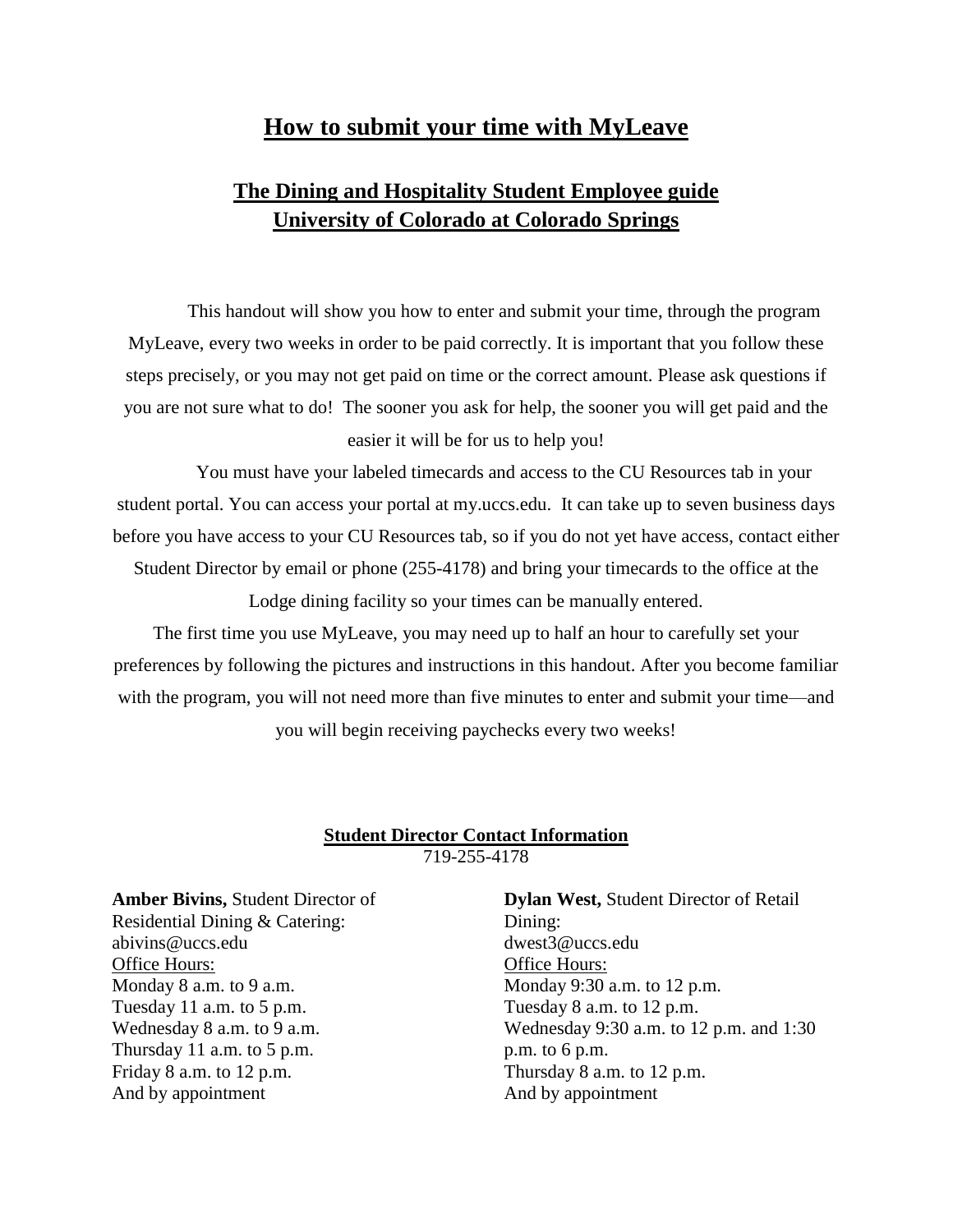# How to submit your time with MyLeave

## The Dining and Hospitality Student Employee guide
## University of Colorado at Colorado Springs

This handout will show you how to enter and submit your time, through the program MyLeave, every two weeks in order to be paid correctly. It is important that you follow these steps precisely, or you may not get paid on time or the correct amount. Please ask questions if you are not sure what to do! The sooner you ask for help, the sooner you will get paid and the easier it will be for us to help you!

You must have your labeled timecards and access to the CU Resources tab in your student portal. You can access your portal at my.uccs.edu. It can take up to seven business days before you have access to your CU Resources tab, so if you do not yet have access, contact either Student Director by email or phone (255-4178) and bring your timecards to the office at the Lodge dining facility so your times can be manually entered.

The first time you use MyLeave, you may need up to half an hour to carefully set your preferences by following the pictures and instructions in this handout. After you become familiar with the program, you will not need more than five minutes to enter and submit your time—and you will begin receiving paychecks every two weeks!

**Student Director Contact Information**

719-255-4178

**Amber Bivins,** Student Director of Residential Dining & Catering:
abivins@uccs.edu
Office Hours:
Monday 8 a.m. to 9 a.m.
Tuesday 11 a.m. to 5 p.m.
Wednesday 8 a.m. to 9 a.m.
Thursday 11 a.m. to 5 p.m.
Friday 8 a.m. to 12 p.m.
And by appointment

**Dylan West,** Student Director of Retail Dining:
dwest3@uccs.edu
Office Hours:
Monday 9:30 a.m. to 12 p.m.
Tuesday 8 a.m. to 12 p.m.
Wednesday 9:30 a.m. to 12 p.m. and 1:30 p.m. to 6 p.m.
Thursday 8 a.m. to 12 p.m.
And by appointment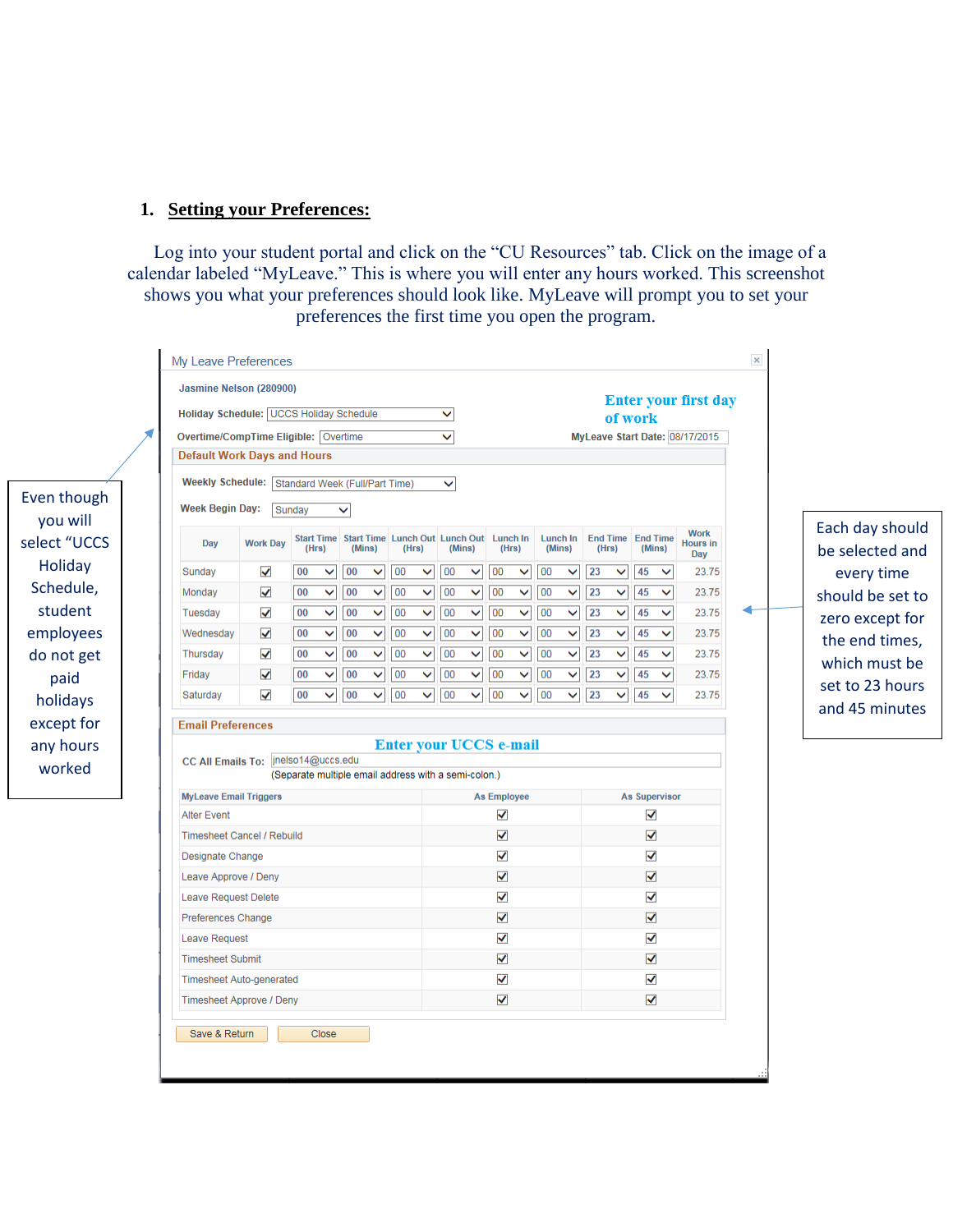## 1. Setting your Preferences:

Log into your student portal and click on the "CU Resources" tab. Click on the image of a calendar labeled "MyLeave." This is where you will enter any hours worked. This screenshot shows you what your preferences should look like. MyLeave will prompt you to set your preferences the first time you open the program.

My Leave Preferences

**Jasmine Nelson (280900)**

**Holiday Schedule:** UCCS Holiday Schedule

**Overtime/CompTime Eligible:** Overtime

**Enter your first day of work**

**MyLeave Start Date:** 08/17/2015

Even though you will select "UCCS Holiday Schedule, student employees do not get paid holidays except for any hours worked

**Default Work Days and Hours**

**Weekly Schedule:** Standard Week (Full/Part Time)

**Week Begin Day:** Sunday

| Day | Work Day | Start Time (Hrs) | Start Time (Mins) | Lunch Out (Hrs) | Lunch Out (Mins) | Lunch In (Hrs) | Lunch In (Mins) | End Time (Hrs) | End Time (Mins) | Work Hours in Day |
|---|---|---|---|---|---|---|---|---|---|---|
| Sunday | ☑ | 00 | 00 | 00 | 00 | 00 | 00 | 23 | 45 | 23.75 |
| Monday | ☑ | 00 | 00 | 00 | 00 | 00 | 00 | 23 | 45 | 23.75 |
| Tuesday | ☑ | 00 | 00 | 00 | 00 | 00 | 00 | 23 | 45 | 23.75 |
| Wednesday | ☑ | 00 | 00 | 00 | 00 | 00 | 00 | 23 | 45 | 23.75 |
| Thursday | ☑ | 00 | 00 | 00 | 00 | 00 | 00 | 23 | 45 | 23.75 |
| Friday | ☑ | 00 | 00 | 00 | 00 | 00 | 00 | 23 | 45 | 23.75 |
| Saturday | ☑ | 00 | 00 | 00 | 00 | 00 | 00 | 23 | 45 | 23.75 |

Each day should be selected and every time should be set to zero except for the end times, which must be set to 23 hours and 45 minutes

**Email Preferences**

**Enter your UCCS e-mail**

**CC All Emails To:** jnelso14@uccs.edu

(Separate multiple email address with a semi-colon.)

| MyLeave Email Triggers | As Employee | As Supervisor |
|---|---|---|
| Alter Event | ☑ | ☑ |
| Timesheet Cancel / Rebuild | ☑ | ☑ |
| Designate Change | ☑ | ☑ |
| Leave Approve / Deny | ☑ | ☑ |
| Leave Request Delete | ☑ | ☑ |
| Preferences Change | ☑ | ☑ |
| Leave Request | ☑ | ☑ |
| Timesheet Submit | ☑ | ☑ |
| Timesheet Auto-generated | ☑ | ☑ |
| Timesheet Approve / Deny | ☑ | ☑ |

Save & Return | Close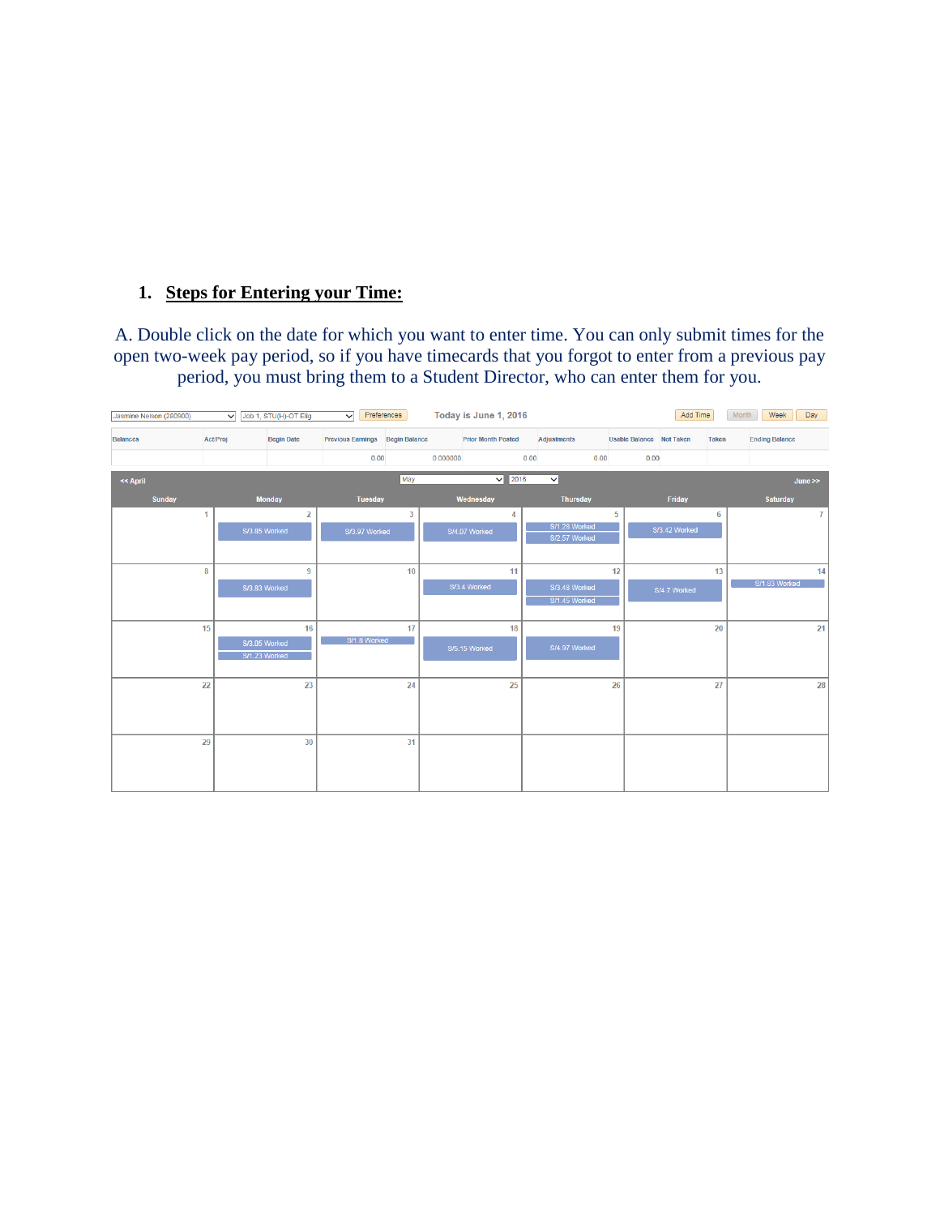## 1. Steps for Entering your Time:

A. Double click on the date for which you want to enter time. You can only submit times for the open two-week pay period, so if you have timecards that you forgot to enter from a previous pay period, you must bring them to a Student Director, who can enter them for you.

Jasmine Nelson (280900) | Job 1, STU(H)-OT Elig | Preferences | Today is June 1, 2016 | Add Time | Month | Week | Day

| Balances | Act/Proj | Begin Date | Previous Earnings | Begin Balance | Prior Month Posted | Adjustments | Usable Balance | Not Taken | Taken | Ending Balance |
|---|---|---|---|---|---|---|---|---|---|---|
| | | | 0.00 | 0.000000 | 0.00 | 0.00 | 0.00 | | | |

<< April | May | 2016 | June >>

| Sunday | Monday | Tuesday | Wednesday | Thursday | Friday | Saturday |
|---|---|---|---|---|---|---|
| 1 | 2 S/3.85 Worked | 3 S/3.97 Worked | 4 S/4.07 Worked | 5 S/1.28 Worked S/2.57 Worked | 6 S/3.42 Worked | 7 |
| 8 | 9 S/3.83 Worked | 10 | 11 S/3.4 Worked | 12 S/3.48 Worked S/1.45 Worked | 13 S/4.7 Worked | 14 S/1.83 Worked |
| 15 | 16 S/3.05 Worked S/1.23 Worked | 17 S/1.8 Worked | 18 S/5.15 Worked | 19 S/4.97 Worked | 20 | 21 |
| 22 | 23 | 24 | 25 | 26 | 27 | 28 |
| 29 | 30 | 31 | | | | |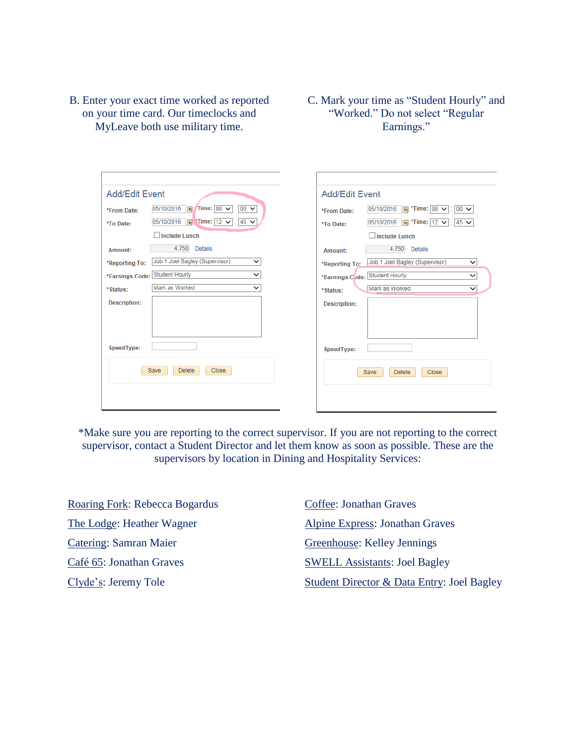B. Enter your exact time worked as reported on your time card. Our timeclocks and MyLeave both use military time.

C. Mark your time as "Student Hourly" and "Worked." Do not select "Regular Earnings."

*Make sure you are reporting to the correct supervisor. If you are not reporting to the correct supervisor, contact a Student Director and let them know as soon as possible. These are the supervisors by location in Dining and Hospitality Services:

<u>Roaring Fork</u>: Rebecca Bogardus

<u>The Lodge</u>: Heather Wagner

<u>Catering</u>: Samran Maier

<u>Café 65</u>: Jonathan Graves

<u>Clyde's</u>: Jeremy Tole

<u>Coffee</u>: Jonathan Graves

<u>Alpine Express</u>: Jonathan Graves

<u>Greenhouse</u>: Kelley Jennings

<u>SWELL Assistants</u>: Joel Bagley

<u>Student Director & Data Entry</u>: Joel Bagley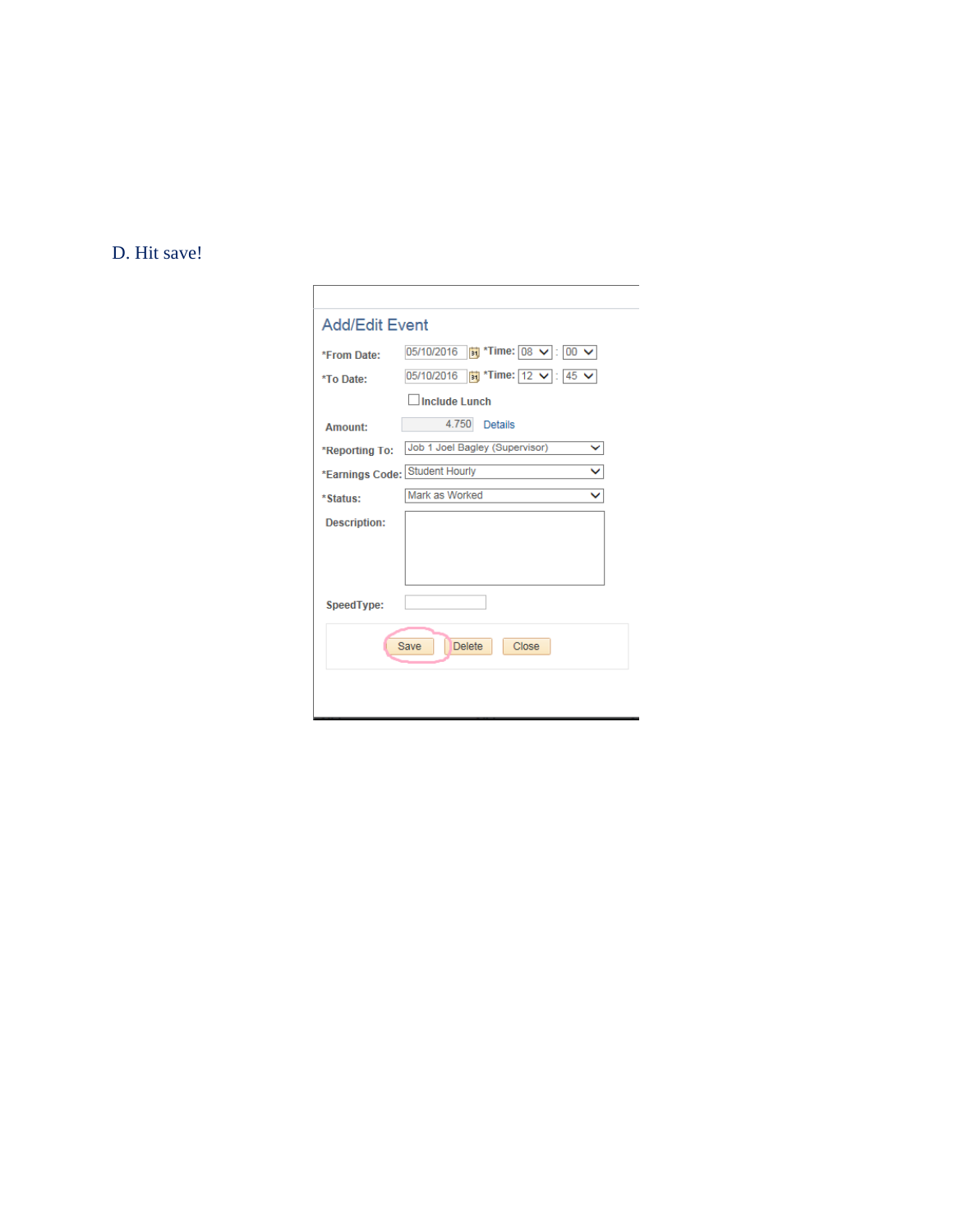D. Hit save!

Add/Edit Event

*From Date: 05/10/2016 *Time: 08 : 00

*To Date: 05/10/2016 *Time: 12 : 45

Include Lunch

Amount: 4.750 Details

*Reporting To: Job 1 Joel Bagley (Supervisor)

*Earnings Code: Student Hourly

*Status: Mark as Worked

Description:

SpeedType:

Save Delete Close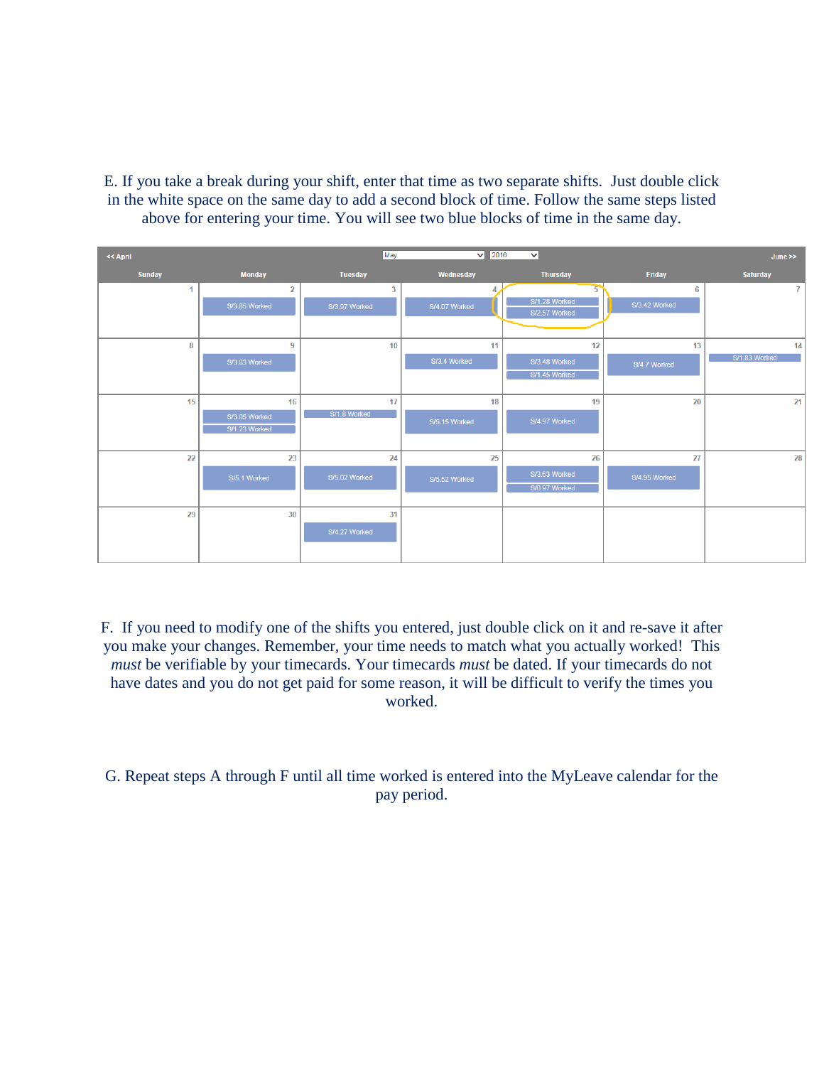E. If you take a break during your shift, enter that time as two separate shifts. Just double click in the white space on the same day to add a second block of time. Follow the same steps listed above for entering your time. You will see two blue blocks of time in the same day.

| Sunday | Monday | Tuesday | Wednesday | Thursday | Friday | Saturday |
|---|---|---|---|---|---|---|
| 1 | 2<br>S/3.85 Worked | 3<br>S/3.97 Worked | 4<br>S/4.07 Worked | 5<br>S/1.28 Worked<br>S/2.57 Worked | 6<br>S/3.42 Worked | 7 |
| 8 | 9<br>S/3.83 Worked | 10 | 11<br>S/3.4 Worked | 12<br>S/3.48 Worked<br>S/1.45 Worked | 13<br>S/4.7 Worked | 14<br>S/1.83 Worked |
| 15 | 16<br>S/3.05 Worked<br>S/1.23 Worked | 17<br>S/1.8 Worked | 18<br>S/5.15 Worked | 19<br>S/4.97 Worked | 20 | 21 |
| 22 | 23<br>S/5.1 Worked | 24<br>S/5.02 Worked | 25<br>S/5.52 Worked | 26<br>S/3.63 Worked<br>S/0.97 Worked | 27<br>S/4.95 Worked | 28 |
| 29 | 30 | 31<br>S/4.27 Worked | | | | |

F. If you need to modify one of the shifts you entered, just double click on it and re-save it after you make your changes. Remember, your time needs to match what you actually worked! This *must* be verifiable by your timecards. Your timecards *must* be dated. If your timecards do not have dates and you do not get paid for some reason, it will be difficult to verify the times you worked.

G. Repeat steps A through F until all time worked is entered into the MyLeave calendar for the pay period.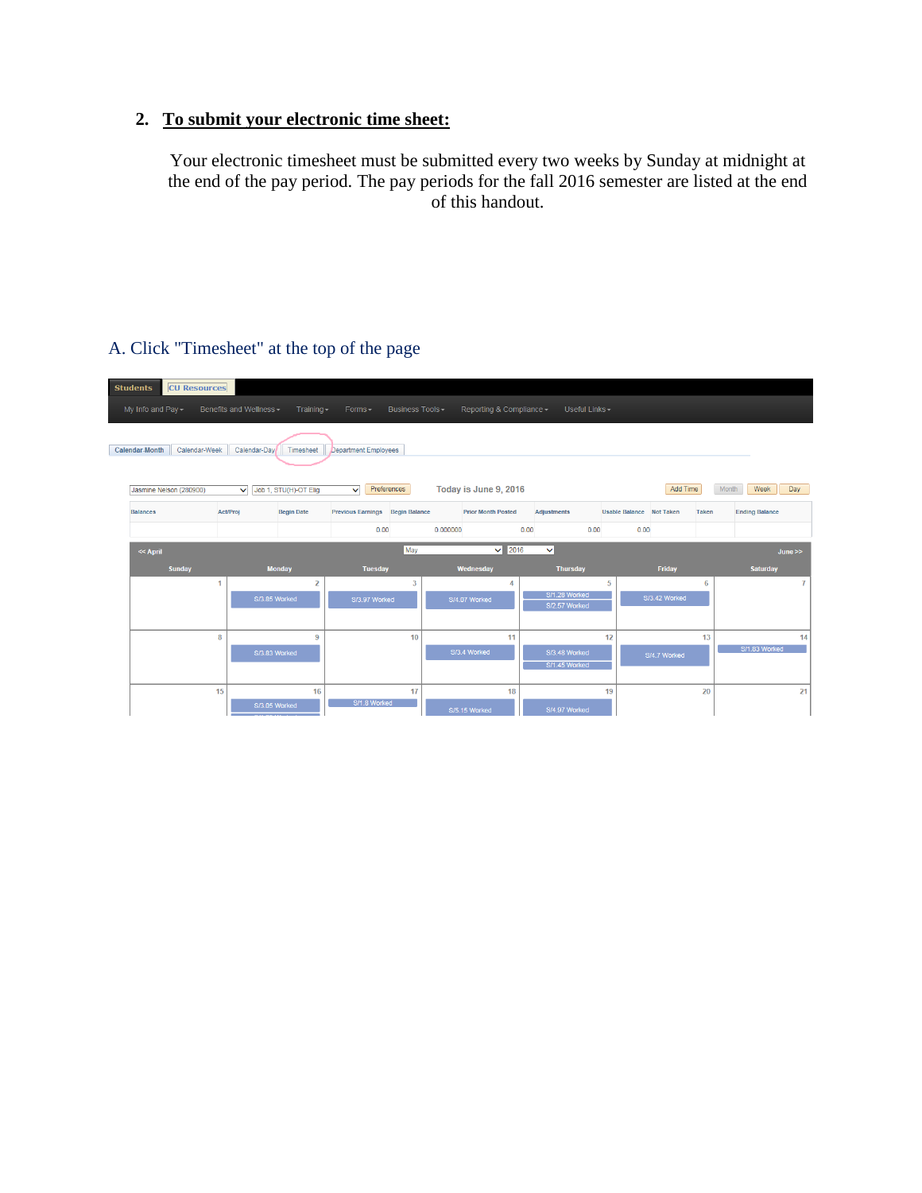## 2. <u>To submit your electronic time sheet:</u>

Your electronic timesheet must be submitted every two weeks by Sunday at midnight at the end of the pay period. The pay periods for the fall 2016 semester are listed at the end of this handout.

### A. Click "Timesheet" at the top of the page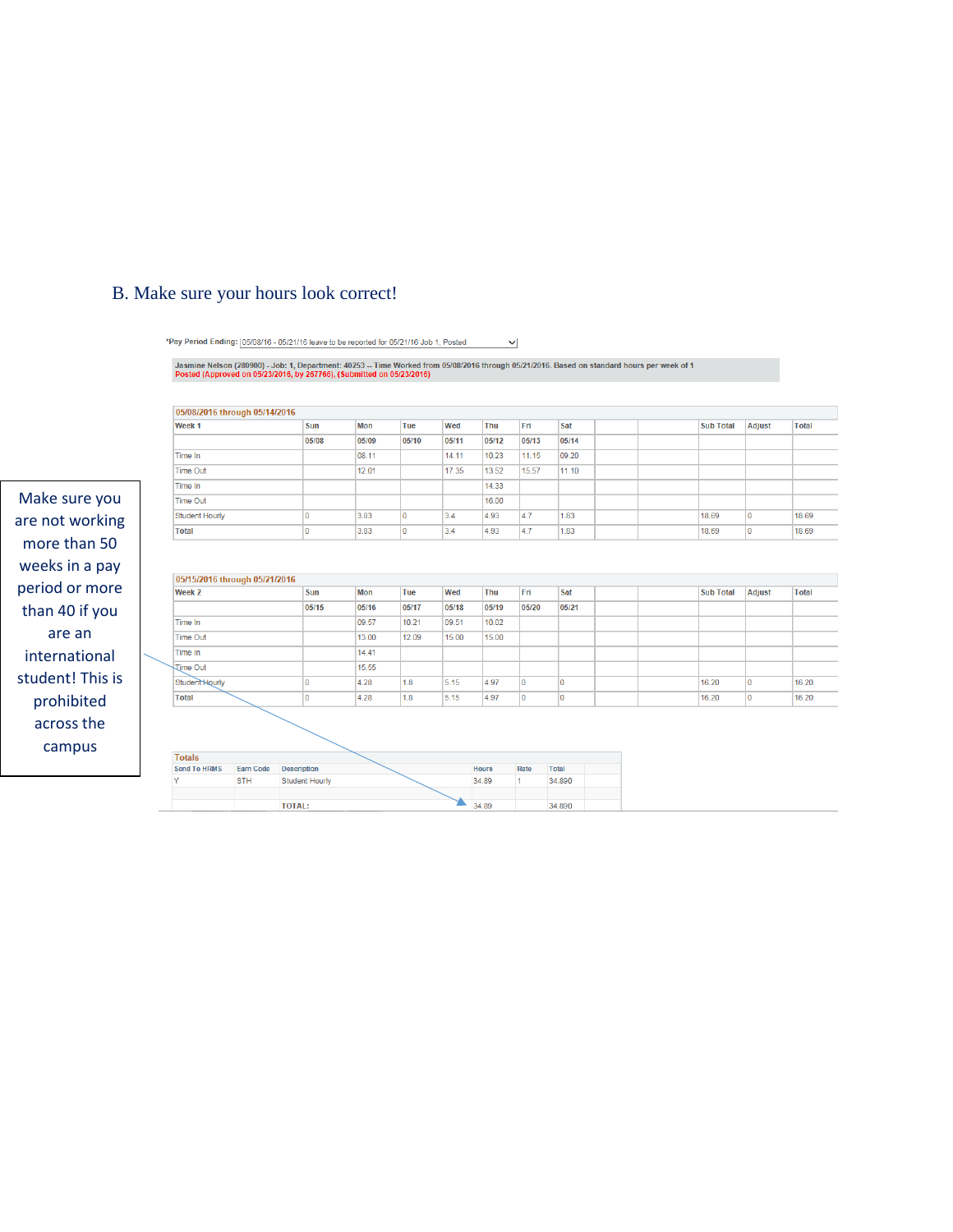B. Make sure your hours look correct!

*Pay Period Ending: 05/08/16 - 05/21/16 leave to be reported for 05/21/16 Job 1, Posted

Jasmine Nelson (280900) - Job: 1, Department: 40253 -- Time Worked from 05/08/2016 through 05/21/2016. Based on standard hours per week of 1
Posted (Approved on 05/23/2016, by 267766), (Submitted on 05/23/2016)

05/08/2016 through 05/14/2016

| Week 1 | Sun | Mon | Tue | Wed | Thu | Fri | Sat | | | Sub Total | Adjust | Total |
|---|---|---|---|---|---|---|---|---|---|---|---|---|
| | 05/08 | 05/09 | 05/10 | 05/11 | 05/12 | 05/13 | 05/14 | | | | | |
| Time In | | 08.11 | | 14.11 | 10.23 | 11.15 | 09.20 | | | | | |
| Time Out | | 12.01 | | 17.35 | 13.52 | 15.57 | 11.10 | | | | | |
| Time In | | | | | 14.33 | | | | | | | |
| Time Out | | | | | 16.00 | | | | | | | |
| Student Hourly | 0 | 3.83 | 0 | 3.4 | 4.93 | 4.7 | 1.83 | | | 18.69 | 0 | 18.69 |
| Total | 0 | 3.83 | 0 | 3.4 | 4.93 | 4.7 | 1.83 | | | 18.69 | 0 | 18.69 |

05/15/2016 through 05/21/2016

| Week 2 | Sun | Mon | Tue | Wed | Thu | Fri | Sat | | | Sub Total | Adjust | Total |
|---|---|---|---|---|---|---|---|---|---|---|---|---|
| | 05/15 | 05/16 | 05/17 | 05/18 | 05/19 | 05/20 | 05/21 | | | | | |
| Time In | | 09.57 | 10.21 | 09.51 | 10.02 | | | | | | | |
| Time Out | | 13.00 | 12.09 | 15.00 | 15.00 | | | | | | | |
| Time In | | 14.41 | | | | | | | | | | |
| Time Out | | 15.55 | | | | | | | | | | |
| Student Hourly | 0 | 4.28 | 1.8 | 5.15 | 4.97 | 0 | 0 | | | 16.20 | 0 | 16.20 |
| Total | 0 | 4.28 | 1.8 | 5.15 | 4.97 | 0 | 0 | | | 16.20 | 0 | 16.20 |

Totals

| Send To HRMS | Earn Code | Description | Hours | Rate | Total |
|---|---|---|---|---|---|
| Y | STH | Student Hourly | 34.89 | 1 | 34.890 |
| | | | | | |
| | | TOTAL: | 34.89 | | 34.890 |

Make sure you are not working more than 50 weeks in a pay period or more than 40 if you are an international student! This is prohibited across the campus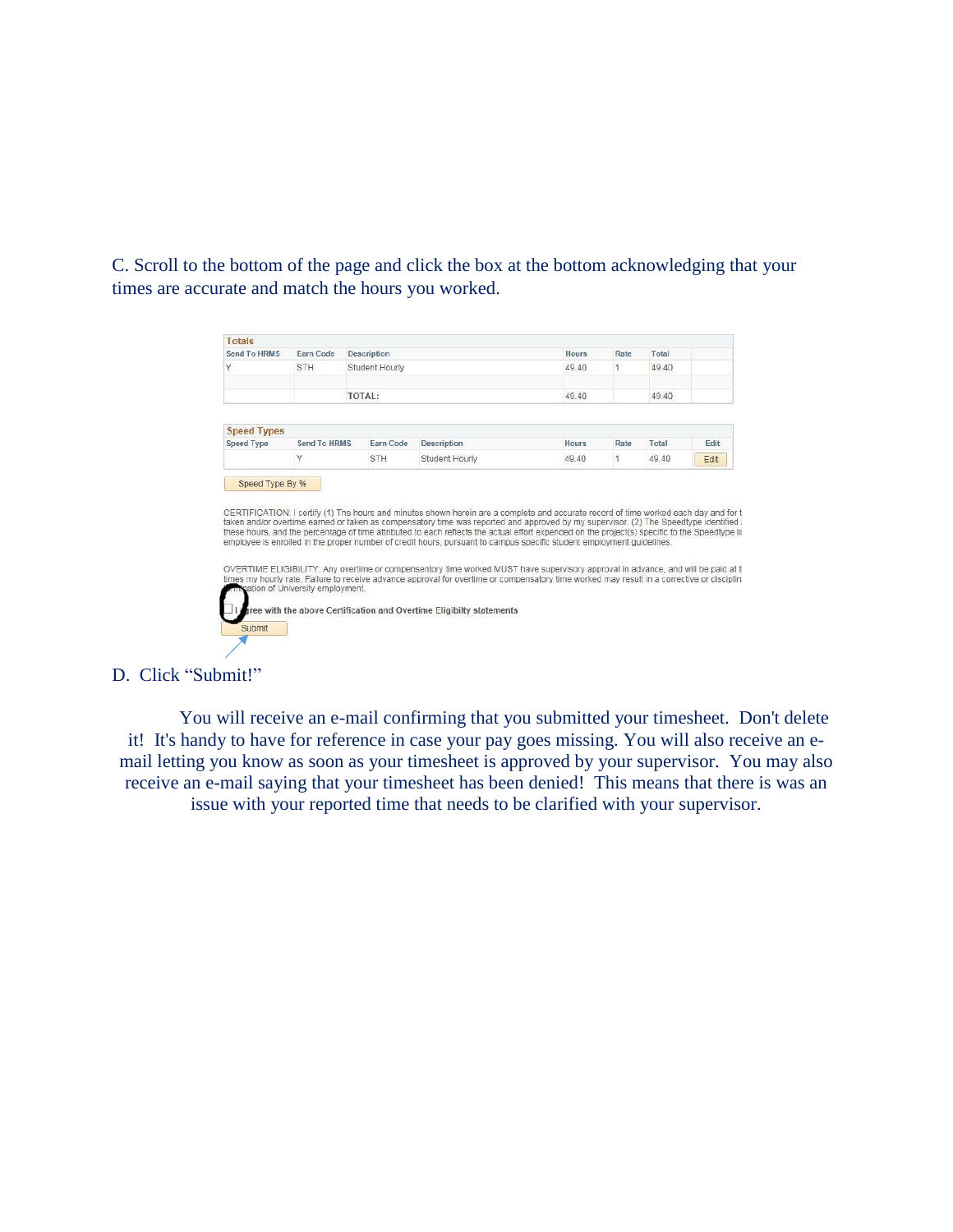C. Scroll to the bottom of the page and click the box at the bottom acknowledging that your times are accurate and match the hours you worked.

**Totals**

| Send To HRMS | Earn Code | Description | Hours | Rate | Total |
|---|---|---|---|---|---|
| Y | STH | Student Hourly | 49.40 | 1 | 49.40 |
| | | TOTAL: | 49.40 | | 49.40 |

**Speed Types**

| Speed Type | Send To HRMS | Earn Code | Description | Hours | Rate | Total | Edit |
|---|---|---|---|---|---|---|---|
| | Y | STH | Student Hourly | 49.40 | 1 | 49.40 | Edit |

Speed Type By %

CERTIFICATION: I certify (1) The hours and minutes shown herein are a complete and accurate record of time worked each day and for t taken and/or overtime earned or taken as compensatory time was reported and approved by my supervisor. (2) The Speedtype identified these hours, and the percentage of time attributed to each reflects the actual effort expended on the project(s) specific to the Speedtype li employee is enrolled in the proper number of credit hours, pursuant to campus specific student employment guidelines.

OVERTIME ELIGIBILITY: Any overtime or compensentory time worked MUST have supervisory approval in advance, and will be paid at t times my hourly rate. Failure to receive advance approval for overtime or compensatory time worked may result in a corrective or disciplin ...ation of University employment.

☐ I agree with the above Certification and Overtime Eligibilty statements

Submit

D. Click "Submit!"

You will receive an e-mail confirming that you submitted your timesheet. Don't delete it! It's handy to have for reference in case your pay goes missing. You will also receive an e-mail letting you know as soon as your timesheet is approved by your supervisor. You may also receive an e-mail saying that your timesheet has been denied! This means that there is was an issue with your reported time that needs to be clarified with your supervisor.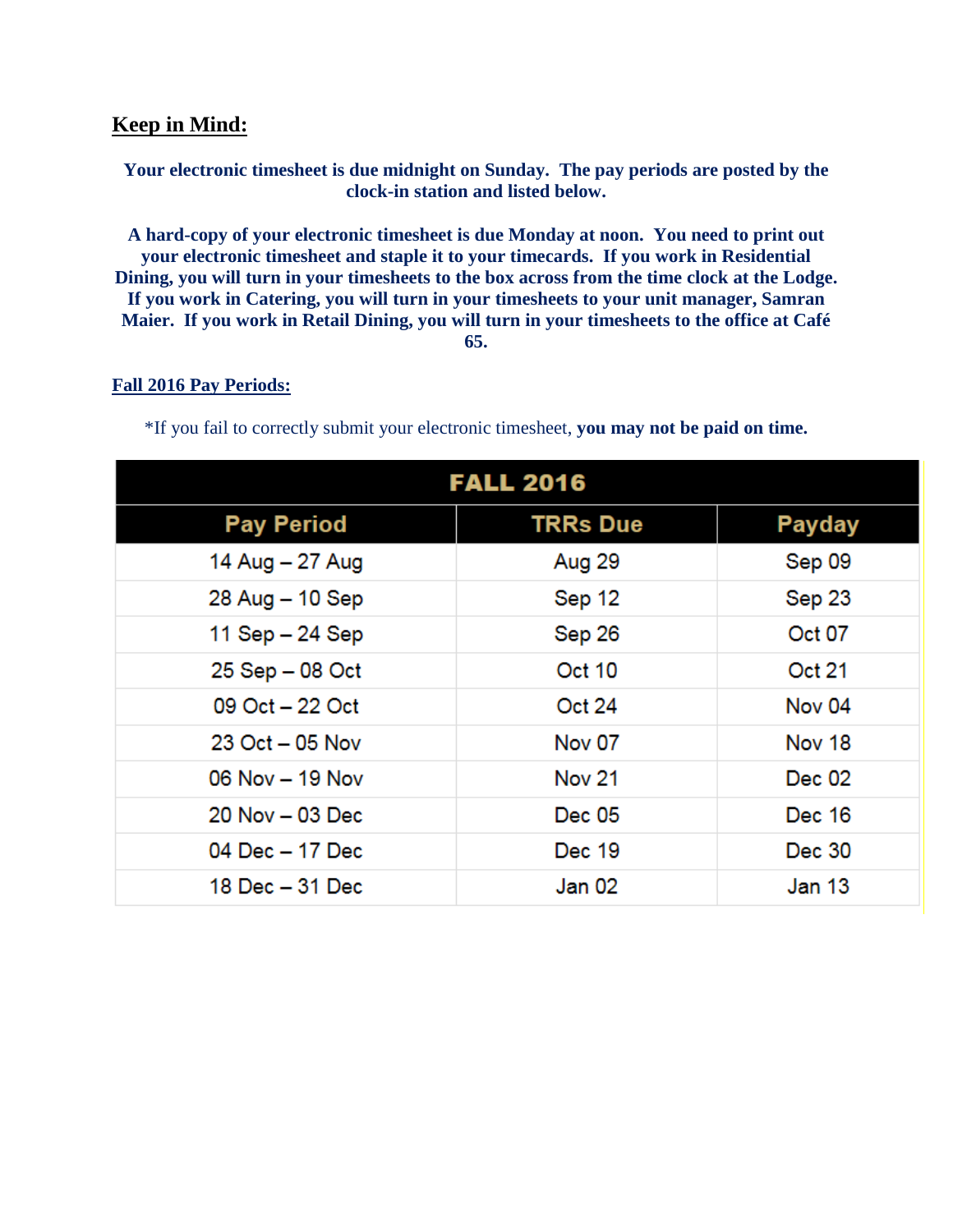## Keep in Mind:

**Your electronic timesheet is due midnight on Sunday. The pay periods are posted by the clock-in station and listed below.**

**A hard-copy of your electronic timesheet is due Monday at noon. You need to print out your electronic timesheet and staple it to your timecards. If you work in Residential Dining, you will turn in your timesheets to the box across from the time clock at the Lodge. If you work in Catering, you will turn in your timesheets to your unit manager, Samran Maier. If you work in Retail Dining, you will turn in your timesheets to the office at Café 65.**

### Fall 2016 Pay Periods:

*If you fail to correctly submit your electronic timesheet, **you may not be paid on time.**

| FALL 2016 | | |
|---|---|---|
| **Pay Period** | **TRRs Due** | **Payday** |
| 14 Aug – 27 Aug | Aug 29 | Sep 09 |
| 28 Aug – 10 Sep | Sep 12 | Sep 23 |
| 11 Sep – 24 Sep | Sep 26 | Oct 07 |
| 25 Sep – 08 Oct | Oct 10 | Oct 21 |
| 09 Oct – 22 Oct | Oct 24 | Nov 04 |
| 23 Oct – 05 Nov | Nov 07 | Nov 18 |
| 06 Nov – 19 Nov | Nov 21 | Dec 02 |
| 20 Nov – 03 Dec | Dec 05 | Dec 16 |
| 04 Dec – 17 Dec | Dec 19 | Dec 30 |
| 18 Dec – 31 Dec | Jan 02 | Jan 13 |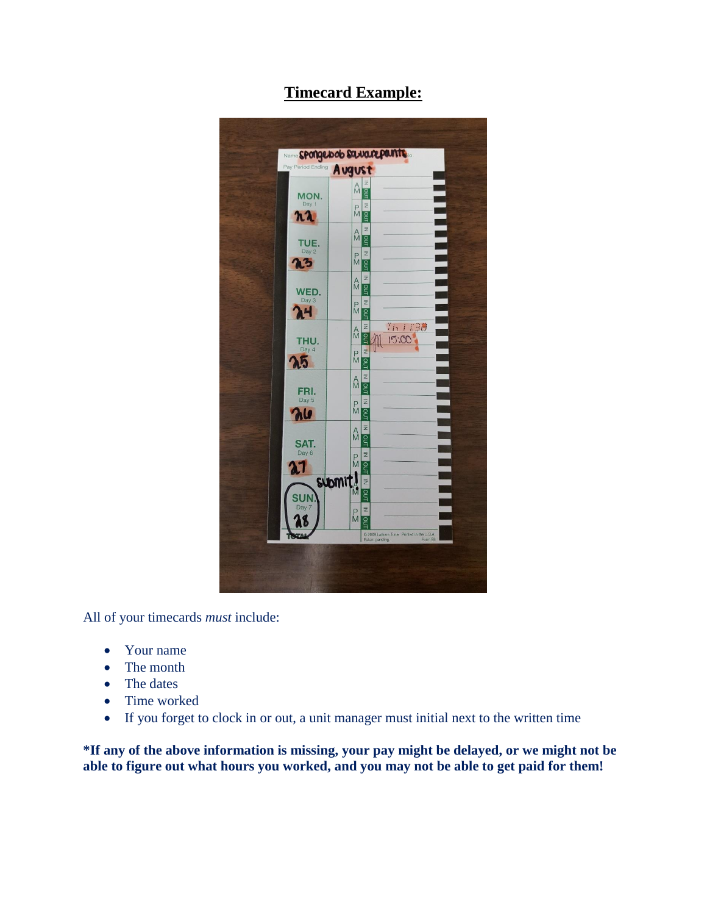# Timecard Example:

All of your timecards *must* include:

- Your name
- The month
- The dates
- Time worked
- If you forget to clock in or out, a unit manager must initial next to the written time

**\*If any of the above information is missing, your pay might be delayed, or we might not be able to figure out what hours you worked, and you may not be able to get paid for them!**